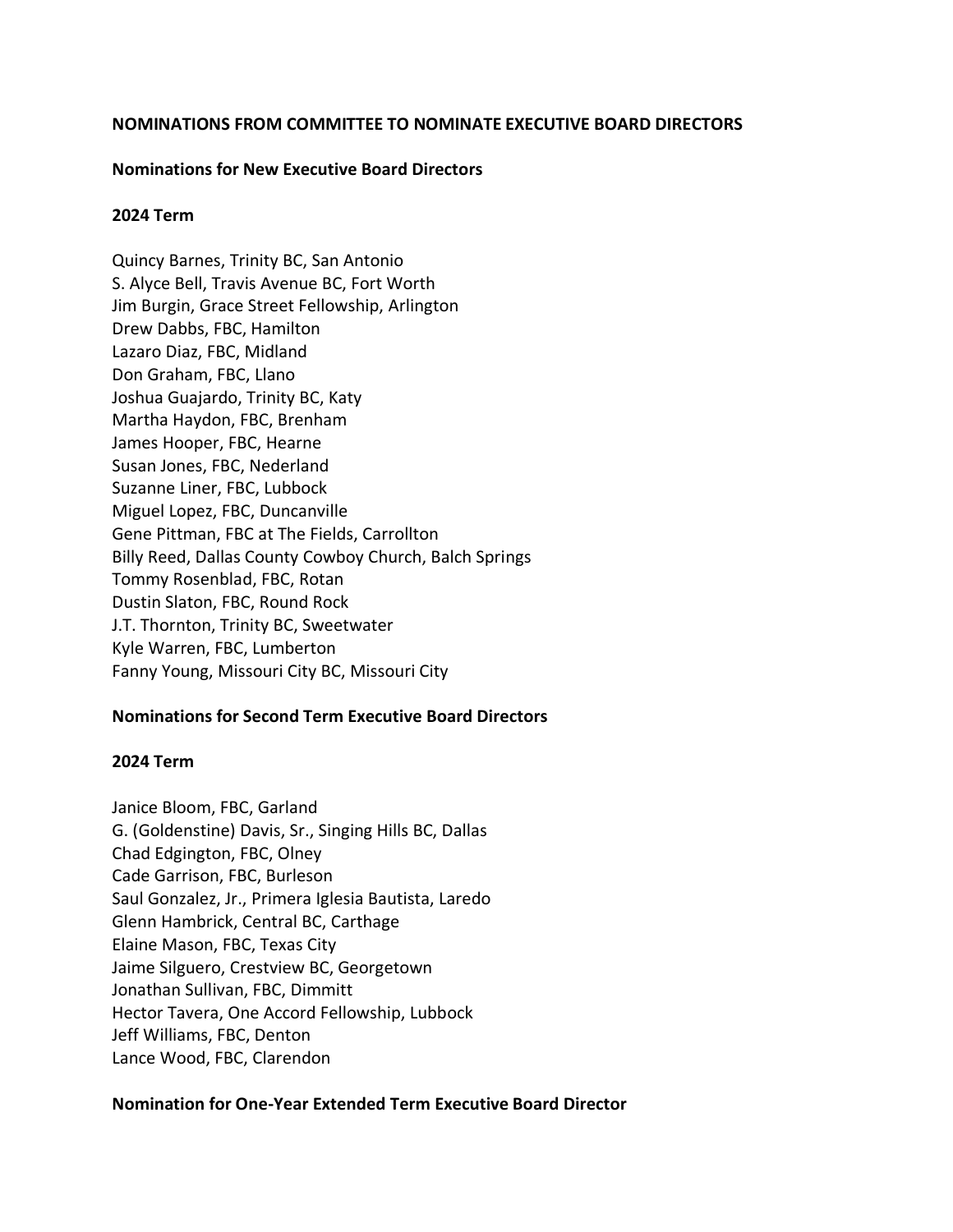# NOMINATIONS FROM COMMITTEE TO NOMINATE EXECUTIVE BOARD DIRECTORS

## Nominations for New Executive Board Directors

### 2024 Term

Quincy Barnes, Trinity BC, San Antonio
S. Alyce Bell, Travis Avenue BC, Fort Worth
Jim Burgin, Grace Street Fellowship, Arlington
Drew Dabbs, FBC, Hamilton
Lazaro Diaz, FBC, Midland
Don Graham, FBC, Llano
Joshua Guajardo, Trinity BC, Katy
Martha Haydon, FBC, Brenham
James Hooper, FBC, Hearne
Susan Jones, FBC, Nederland
Suzanne Liner, FBC, Lubbock
Miguel Lopez, FBC, Duncanville
Gene Pittman, FBC at The Fields, Carrollton
Billy Reed, Dallas County Cowboy Church, Balch Springs
Tommy Rosenblad, FBC, Rotan
Dustin Slaton, FBC, Round Rock
J.T. Thornton, Trinity BC, Sweetwater
Kyle Warren, FBC, Lumberton
Fanny Young, Missouri City BC, Missouri City

## Nominations for Second Term Executive Board Directors

### 2024 Term

Janice Bloom, FBC, Garland
G. (Goldenstine) Davis, Sr., Singing Hills BC, Dallas
Chad Edgington, FBC, Olney
Cade Garrison, FBC, Burleson
Saul Gonzalez, Jr., Primera Iglesia Bautista, Laredo
Glenn Hambrick, Central BC, Carthage
Elaine Mason, FBC, Texas City
Jaime Silguero, Crestview BC, Georgetown
Jonathan Sullivan, FBC, Dimmitt
Hector Tavera, One Accord Fellowship, Lubbock
Jeff Williams, FBC, Denton
Lance Wood, FBC, Clarendon

## Nomination for One-Year Extended Term Executive Board Director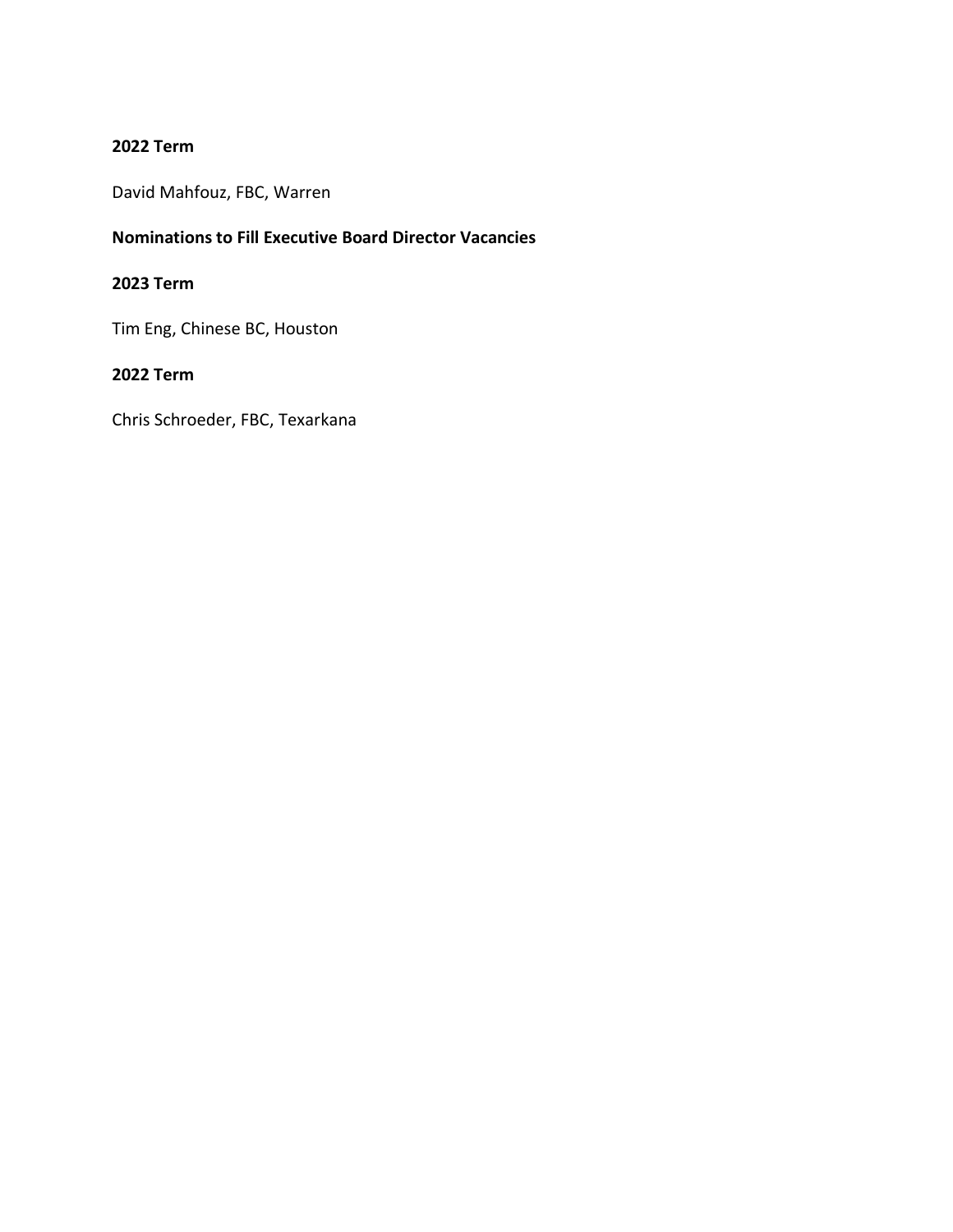**2022 Term**

David Mahfouz, FBC, Warren

**Nominations to Fill Executive Board Director Vacancies**

**2023 Term**

Tim Eng, Chinese BC, Houston

**2022 Term**

Chris Schroeder, FBC, Texarkana